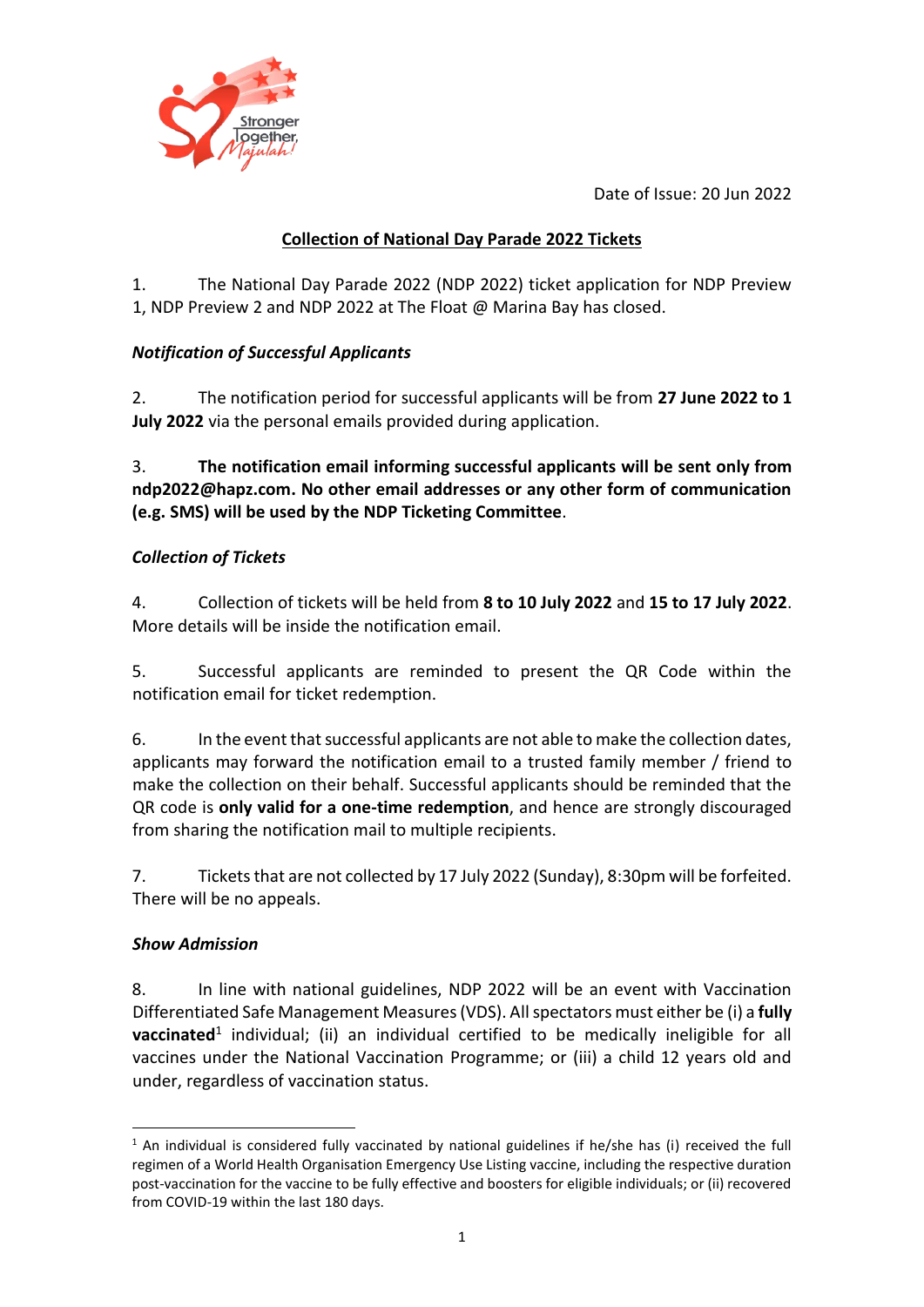Date of Issue: 20 Jun 2022

# Collection of National Day Parade 2022 Tickets

1. The National Day Parade 2022 (NDP 2022) ticket application for NDP Preview 1, NDP Preview 2 and NDP 2022 at The Float @ Marina Bay has closed.

### *Notification of Successful Applicants*

2. The notification period for successful applicants will be from **27 June 2022 to 1 July 2022** via the personal emails provided during application.

3. **The notification email informing successful applicants will be sent only from ndp2022@hapz.com. No other email addresses or any other form of communication (e.g. SMS) will be used by the NDP Ticketing Committee**.

### *Collection of Tickets*

4. Collection of tickets will be held from **8 to 10 July 2022** and **15 to 17 July 2022**. More details will be inside the notification email.

5. Successful applicants are reminded to present the QR Code within the notification email for ticket redemption.

6. In the event that successful applicants are not able to make the collection dates, applicants may forward the notification email to a trusted family member / friend to make the collection on their behalf. Successful applicants should be reminded that the QR code is **only valid for a one-time redemption**, and hence are strongly discouraged from sharing the notification mail to multiple recipients.

7. Tickets that are not collected by 17 July 2022 (Sunday), 8:30pm will be forfeited. There will be no appeals.

### *Show Admission*

8. In line with national guidelines, NDP 2022 will be an event with Vaccination Differentiated Safe Management Measures (VDS). All spectators must either be (i) a **fully vaccinated**[1] individual; (ii) an individual certified to be medically ineligible for all vaccines under the National Vaccination Programme; or (iii) a child 12 years old and under, regardless of vaccination status.

---

[1] An individual is considered fully vaccinated by national guidelines if he/she has (i) received the full regimen of a World Health Organisation Emergency Use Listing vaccine, including the respective duration post-vaccination for the vaccine to be fully effective and boosters for eligible individuals; or (ii) recovered from COVID-19 within the last 180 days.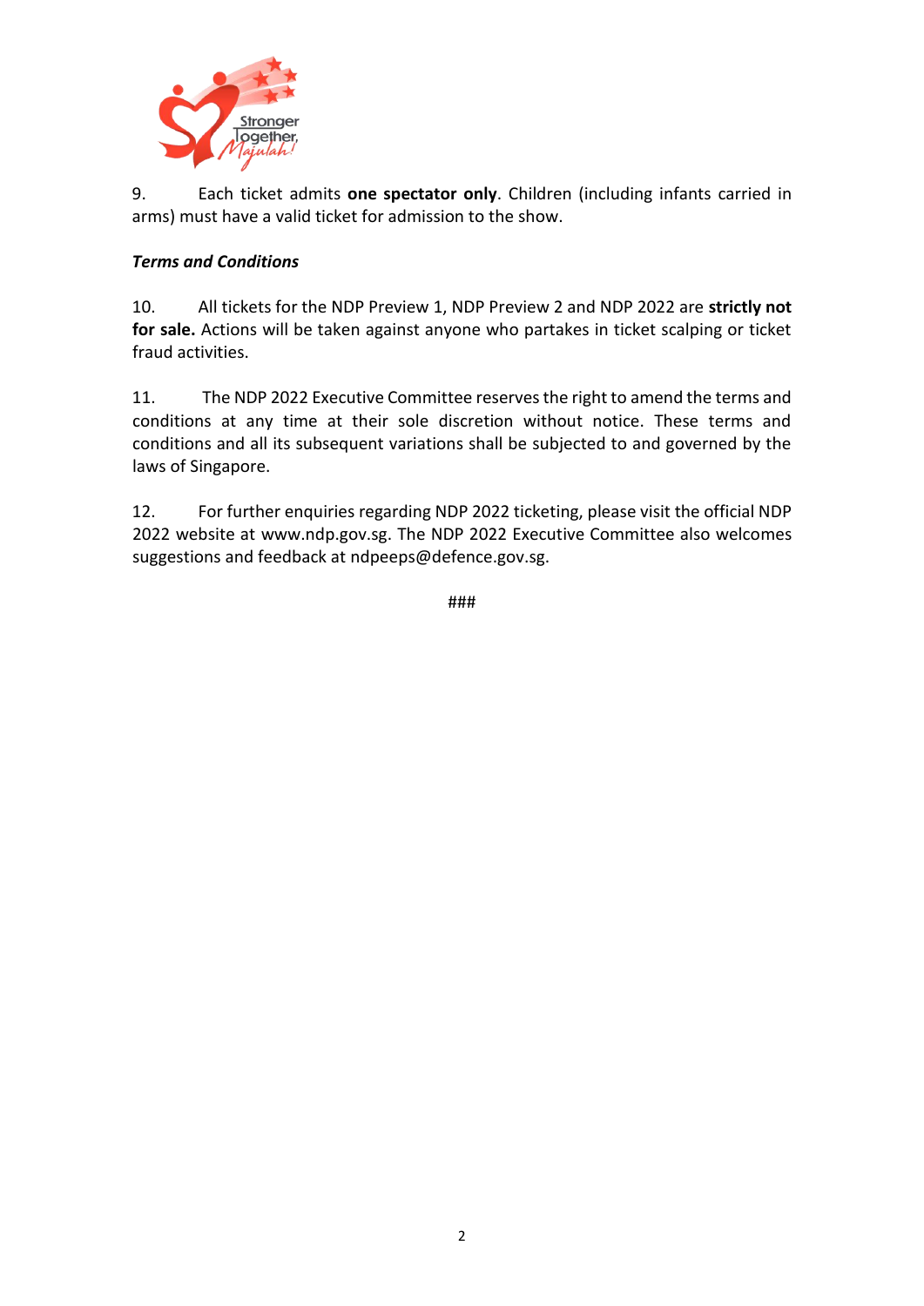9. Each ticket admits **one spectator only**. Children (including infants carried in arms) must have a valid ticket for admission to the show.

***Terms and Conditions***

10. All tickets for the NDP Preview 1, NDP Preview 2 and NDP 2022 are **strictly not for sale.** Actions will be taken against anyone who partakes in ticket scalping or ticket fraud activities.

11. The NDP 2022 Executive Committee reserves the right to amend the terms and conditions at any time at their sole discretion without notice. These terms and conditions and all its subsequent variations shall be subjected to and governed by the laws of Singapore.

12. For further enquiries regarding NDP 2022 ticketing, please visit the official NDP 2022 website at www.ndp.gov.sg. The NDP 2022 Executive Committee also welcomes suggestions and feedback at ndpeeps@defence.gov.sg.

###